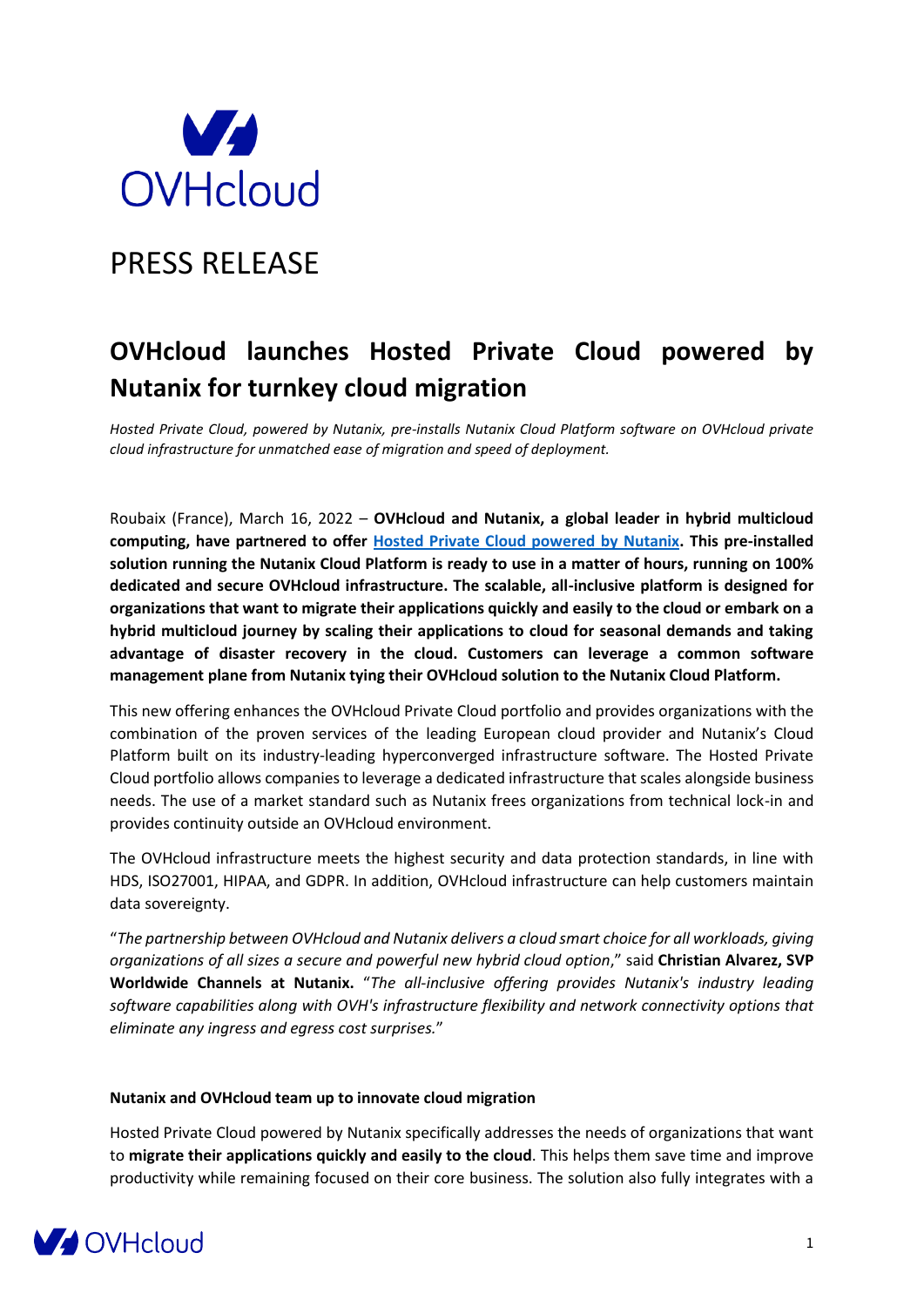PRESS RELEASE

# OVHcloud launches Hosted Private Cloud powered by Nutanix for turnkey cloud migration

*Hosted Private Cloud, powered by Nutanix, pre-installs Nutanix Cloud Platform software on OVHcloud private cloud infrastructure for unmatched ease of migration and speed of deployment.*

Roubaix (France), March 16, 2022 – **OVHcloud and Nutanix, a global leader in hybrid multicloud computing, have partnered to offer [Hosted Private Cloud powered by Nutanix](). This pre-installed solution running the Nutanix Cloud Platform is ready to use in a matter of hours, running on 100% dedicated and secure OVHcloud infrastructure. The scalable, all-inclusive platform is designed for organizations that want to migrate their applications quickly and easily to the cloud or embark on a hybrid multicloud journey by scaling their applications to cloud for seasonal demands and taking advantage of disaster recovery in the cloud. Customers can leverage a common software management plane from Nutanix tying their OVHcloud solution to the Nutanix Cloud Platform.**

This new offering enhances the OVHcloud Private Cloud portfolio and provides organizations with the combination of the proven services of the leading European cloud provider and Nutanix's Cloud Platform built on its industry-leading hyperconverged infrastructure software. The Hosted Private Cloud portfolio allows companies to leverage a dedicated infrastructure that scales alongside business needs. The use of a market standard such as Nutanix frees organizations from technical lock-in and provides continuity outside an OVHcloud environment.

The OVHcloud infrastructure meets the highest security and data protection standards, in line with HDS, ISO27001, HIPAA, and GDPR. In addition, OVHcloud infrastructure can help customers maintain data sovereignty.

"*The partnership between OVHcloud and Nutanix delivers a cloud smart choice for all workloads, giving organizations of all sizes a secure and powerful new hybrid cloud option*," said **Christian Alvarez, SVP Worldwide Channels at Nutanix.** "*The all-inclusive offering provides Nutanix's industry leading software capabilities along with OVH's infrastructure flexibility and network connectivity options that eliminate any ingress and egress cost surprises.*"

**Nutanix and OVHcloud team up to innovate cloud migration**

Hosted Private Cloud powered by Nutanix specifically addresses the needs of organizations that want to **migrate their applications quickly and easily to the cloud**. This helps them save time and improve productivity while remaining focused on their core business. The solution also fully integrates with a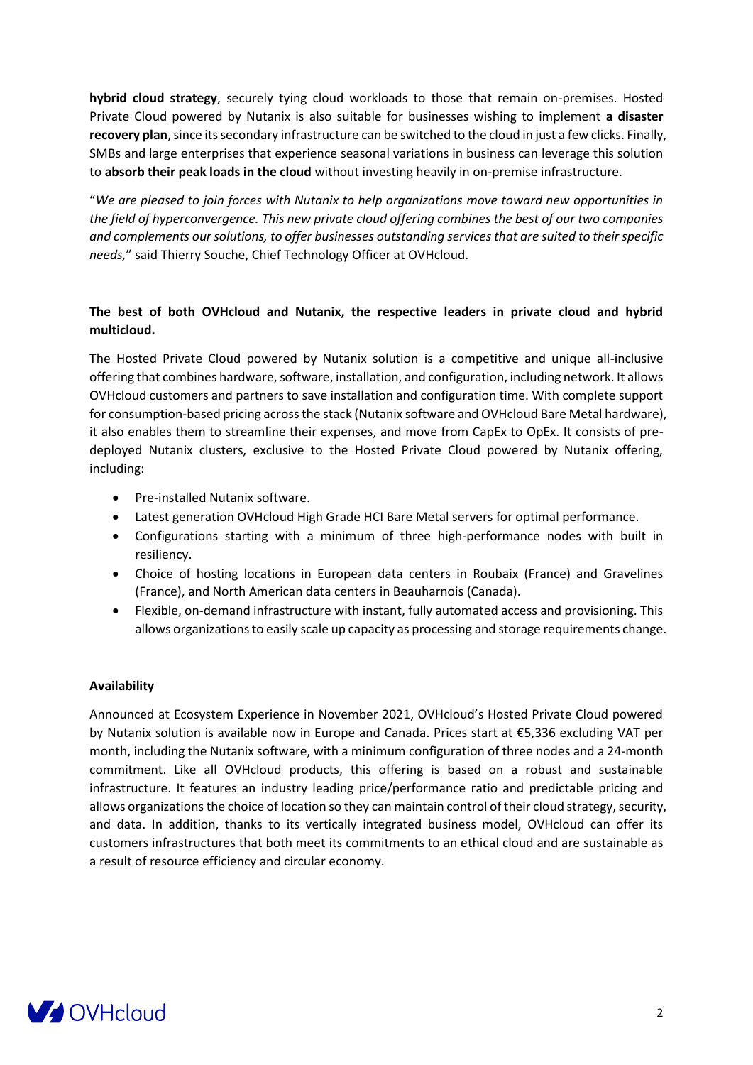**hybrid cloud strategy**, securely tying cloud workloads to those that remain on-premises. Hosted Private Cloud powered by Nutanix is also suitable for businesses wishing to implement **a disaster recovery plan**, since its secondary infrastructure can be switched to the cloud in just a few clicks. Finally, SMBs and large enterprises that experience seasonal variations in business can leverage this solution to **absorb their peak loads in the cloud** without investing heavily in on-premise infrastructure.

"*We are pleased to join forces with Nutanix to help organizations move toward new opportunities in the field of hyperconvergence. This new private cloud offering combines the best of our two companies and complements our solutions, to offer businesses outstanding services that are suited to their specific needs,*" said Thierry Souche, Chief Technology Officer at OVHcloud.

**The best of both OVHcloud and Nutanix, the respective leaders in private cloud and hybrid multicloud.**

The Hosted Private Cloud powered by Nutanix solution is a competitive and unique all-inclusive offering that combines hardware, software, installation, and configuration, including network. It allows OVHcloud customers and partners to save installation and configuration time. With complete support for consumption-based pricing across the stack (Nutanix software and OVHcloud Bare Metal hardware), it also enables them to streamline their expenses, and move from CapEx to OpEx. It consists of pre-deployed Nutanix clusters, exclusive to the Hosted Private Cloud powered by Nutanix offering, including:

- Pre-installed Nutanix software.
- Latest generation OVHcloud High Grade HCI Bare Metal servers for optimal performance.
- Configurations starting with a minimum of three high-performance nodes with built in resiliency.
- Choice of hosting locations in European data centers in Roubaix (France) and Gravelines (France), and North American data centers in Beauharnois (Canada).
- Flexible, on-demand infrastructure with instant, fully automated access and provisioning. This allows organizations to easily scale up capacity as processing and storage requirements change.

**Availability**

Announced at Ecosystem Experience in November 2021, OVHcloud's Hosted Private Cloud powered by Nutanix solution is available now in Europe and Canada. Prices start at €5,336 excluding VAT per month, including the Nutanix software, with a minimum configuration of three nodes and a 24-month commitment. Like all OVHcloud products, this offering is based on a robust and sustainable infrastructure. It features an industry leading price/performance ratio and predictable pricing and allows organizations the choice of location so they can maintain control of their cloud strategy, security, and data. In addition, thanks to its vertically integrated business model, OVHcloud can offer its customers infrastructures that both meet its commitments to an ethical cloud and are sustainable as a result of resource efficiency and circular economy.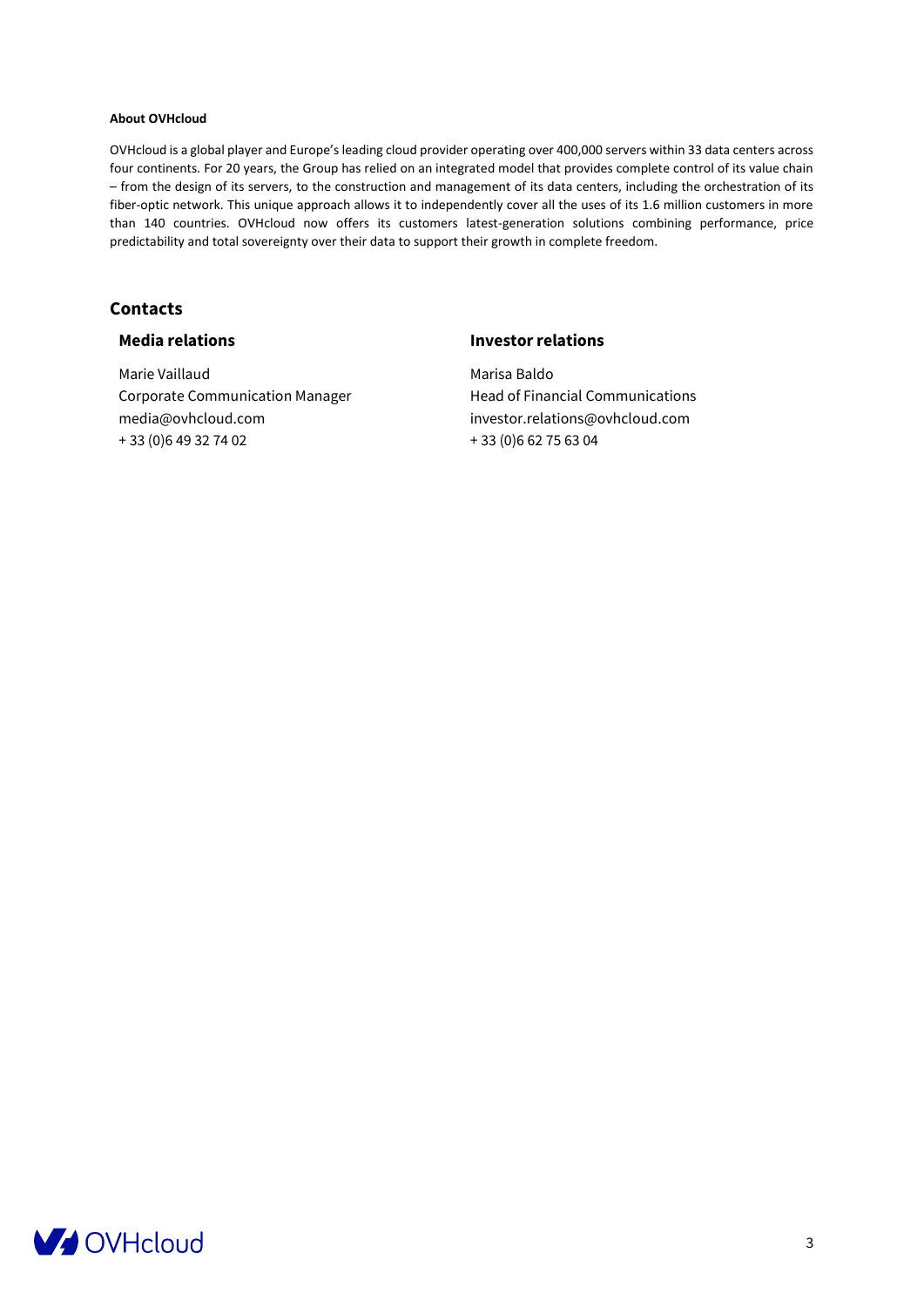**About OVHcloud**

OVHcloud is a global player and Europe's leading cloud provider operating over 400,000 servers within 33 data centers across four continents. For 20 years, the Group has relied on an integrated model that provides complete control of its value chain – from the design of its servers, to the construction and management of its data centers, including the orchestration of its fiber-optic network. This unique approach allows it to independently cover all the uses of its 1.6 million customers in more than 140 countries. OVHcloud now offers its customers latest-generation solutions combining performance, price predictability and total sovereignty over their data to support their growth in complete freedom.

## Contacts

### Media relations

Marie Vaillaud
Corporate Communication Manager
media@ovhcloud.com
+ 33 (0)6 49 32 74 02

### Investor relations

Marisa Baldo
Head of Financial Communications
investor.relations@ovhcloud.com
+ 33 (0)6 62 75 63 04